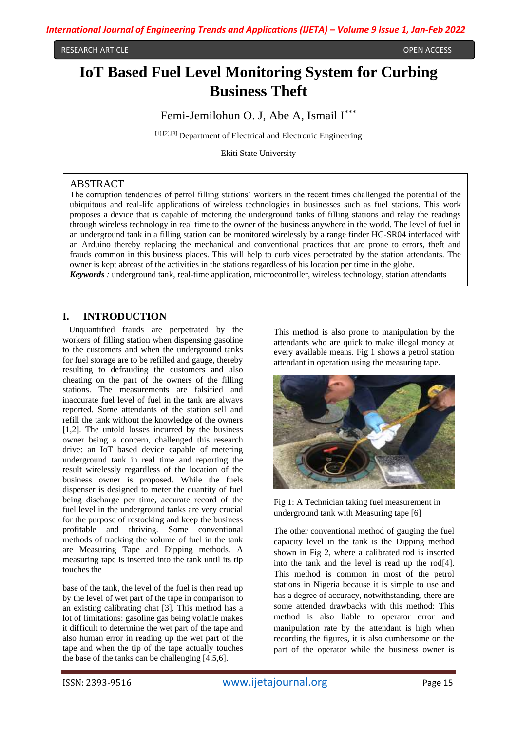RESEARCH ARTICLE OPEN ACCESS

# IoT Based Fuel Level Monitoring System for Curbing Business Theft

Femi-Jemilohun O. J, Abe A, Ismail I[***]

[1],[2],[3] Department of Electrical and Electronic Engineering

Ekiti State University

## ABSTRACT

The corruption tendencies of petrol filling stations' workers in the recent times challenged the potential of the ubiquitous and real-life applications of wireless technologies in businesses such as fuel stations. This work proposes a device that is capable of metering the underground tanks of filling stations and relay the readings through wireless technology in real time to the owner of the business anywhere in the world. The level of fuel in an underground tank in a filling station can be monitored wirelessly by a range finder HC-SR04 interfaced with an Arduino thereby replacing the mechanical and conventional practices that are prone to errors, theft and frauds common in this business places. This will help to curb vices perpetrated by the station attendants. The owner is kept abreast of the activities in the stations regardless of his location per time in the globe.

***Keywords*** : underground tank, real-time application, microcontroller, wireless technology, station attendants

## I. INTRODUCTION

Unquantified frauds are perpetrated by the workers of filling station when dispensing gasoline to the customers and when the underground tanks for fuel storage are to be refilled and gauge, thereby resulting to defrauding the customers and also cheating on the part of the owners of the filling stations. The measurements are falsified and inaccurate fuel level of fuel in the tank are always reported. Some attendants of the station sell and refill the tank without the knowledge of the owners [1,2]. The untold losses incurred by the business owner being a concern, challenged this research drive: an IoT based device capable of metering underground tank in real time and reporting the result wirelessly regardless of the location of the business owner is proposed. While the fuels dispenser is designed to meter the quantity of fuel being discharge per time, accurate record of the fuel level in the underground tanks are very crucial for the purpose of restocking and keep the business profitable and thriving. Some conventional methods of tracking the volume of fuel in the tank are Measuring Tape and Dipping methods. A measuring tape is inserted into the tank until its tip touches the base of the tank, the level of the fuel is then read up by the level of wet part of the tape in comparison to an existing calibrating chat [3]. This method has a lot of limitations: gasoline gas being volatile makes it difficult to determine the wet part of the tape and also human error in reading up the wet part of the tape and when the tip of the tape actually touches the base of the tanks can be challenging [4,5,6].

This method is also prone to manipulation by the attendants who are quick to make illegal money at every available means. Fig 1 shows a petrol station attendant in operation using the measuring tape.

Fig 1: A Technician taking fuel measurement in underground tank with Measuring tape [6]

The other conventional method of gauging the fuel capacity level in the tank is the Dipping method shown in Fig 2, where a calibrated rod is inserted into the tank and the level is read up the rod[4]. This method is common in most of the petrol stations in Nigeria because it is simple to use and has a degree of accuracy, notwithstanding, there are some attended drawbacks with this method: This method is also liable to operator error and manipulation rate by the attendant is high when recording the figures, it is also cumbersome on the part of the operator while the business owner is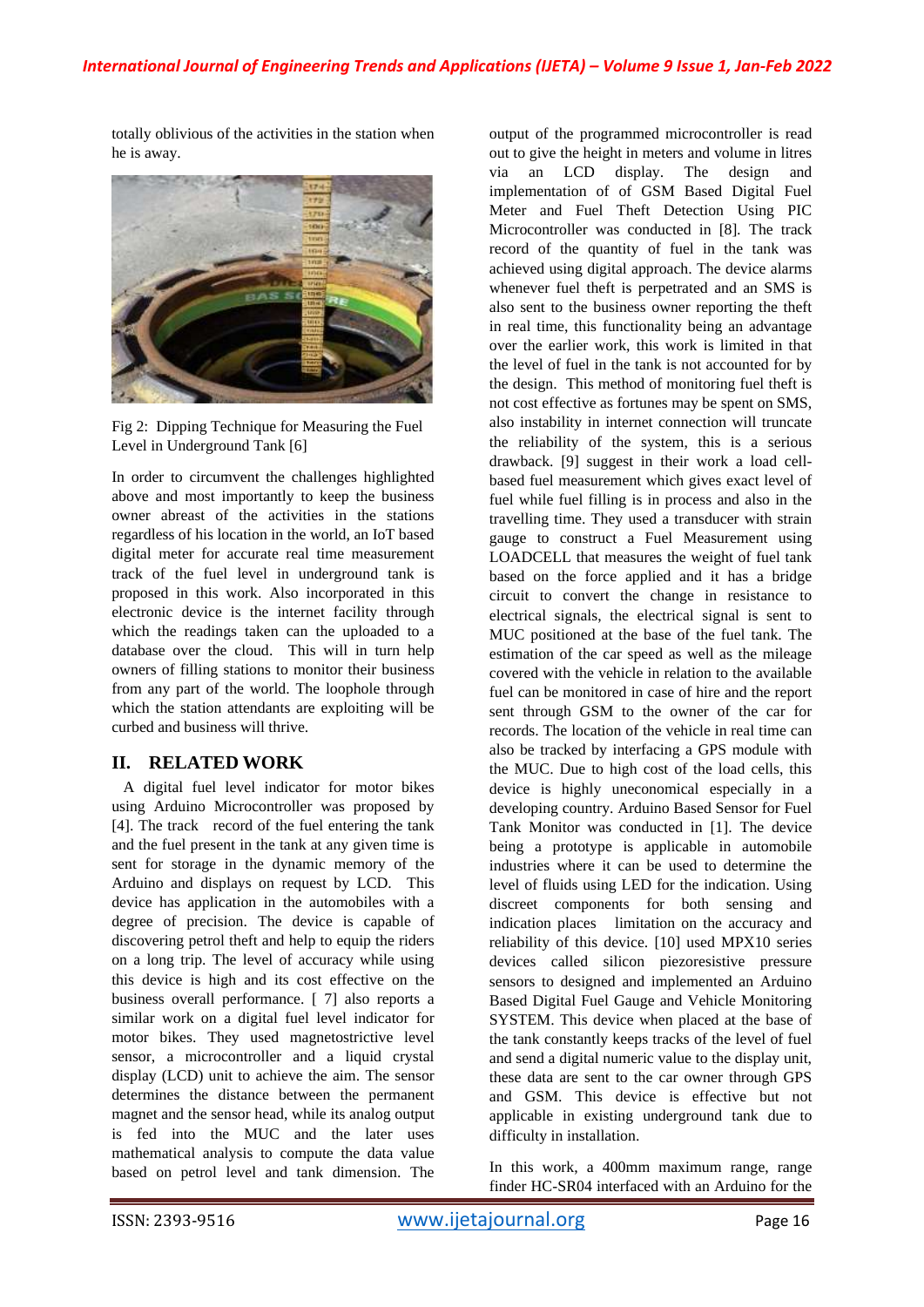totally oblivious of the activities in the station when he is away.

Fig 2: Dipping Technique for Measuring the Fuel Level in Underground Tank [6]

In order to circumvent the challenges highlighted above and most importantly to keep the business owner abreast of the activities in the stations regardless of his location in the world, an IoT based digital meter for accurate real time measurement track of the fuel level in underground tank is proposed in this work. Also incorporated in this electronic device is the internet facility through which the readings taken can the uploaded to a database over the cloud. This will in turn help owners of filling stations to monitor their business from any part of the world. The loophole through which the station attendants are exploiting will be curbed and business will thrive.

## II. RELATED WORK

A digital fuel level indicator for motor bikes using Arduino Microcontroller was proposed by [4]. The track record of the fuel entering the tank and the fuel present in the tank at any given time is sent for storage in the dynamic memory of the Arduino and displays on request by LCD. This device has application in the automobiles with a degree of precision. The device is capable of discovering petrol theft and help to equip the riders on a long trip. The level of accuracy while using this device is high and its cost effective on the business overall performance. [ 7] also reports a similar work on a digital fuel level indicator for motor bikes. They used magnetostrictive level sensor, a microcontroller and a liquid crystal display (LCD) unit to achieve the aim. The sensor determines the distance between the permanent magnet and the sensor head, while its analog output is fed into the MUC and the later uses mathematical analysis to compute the data value based on petrol level and tank dimension. The output of the programmed microcontroller is read out to give the height in meters and volume in litres via an LCD display. The design and implementation of of GSM Based Digital Fuel Meter and Fuel Theft Detection Using PIC Microcontroller was conducted in [8]. The track record of the quantity of fuel in the tank was achieved using digital approach. The device alarms whenever fuel theft is perpetrated and an SMS is also sent to the business owner reporting the theft in real time, this functionality being an advantage over the earlier work, this work is limited in that the level of fuel in the tank is not accounted for by the design. This method of monitoring fuel theft is not cost effective as fortunes may be spent on SMS, also instability in internet connection will truncate the reliability of the system, this is a serious drawback. [9] suggest in their work a load cell-based fuel measurement which gives exact level of fuel while fuel filling is in process and also in the travelling time. They used a transducer with strain gauge to construct a Fuel Measurement using LOADCELL that measures the weight of fuel tank based on the force applied and it has a bridge circuit to convert the change in resistance to electrical signals, the electrical signal is sent to MUC positioned at the base of the fuel tank. The estimation of the car speed as well as the mileage covered with the vehicle in relation to the available fuel can be monitored in case of hire and the report sent through GSM to the owner of the car for records. The location of the vehicle in real time can also be tracked by interfacing a GPS module with the MUC. Due to high cost of the load cells, this device is highly uneconomical especially in a developing country. Arduino Based Sensor for Fuel Tank Monitor was conducted in [1]. The device being a prototype is applicable in automobile industries where it can be used to determine the level of fluids using LED for the indication. Using discreet components for both sensing and indication places limitation on the accuracy and reliability of this device. [10] used MPX10 series devices called silicon piezoresistive pressure sensors to designed and implemented an Arduino Based Digital Fuel Gauge and Vehicle Monitoring SYSTEM. This device when placed at the base of the tank constantly keeps tracks of the level of fuel and send a digital numeric value to the display unit, these data are sent to the car owner through GPS and GSM. This device is effective but not applicable in existing underground tank due to difficulty in installation.

In this work, a 400mm maximum range, range finder HC-SR04 interfaced with an Arduino for the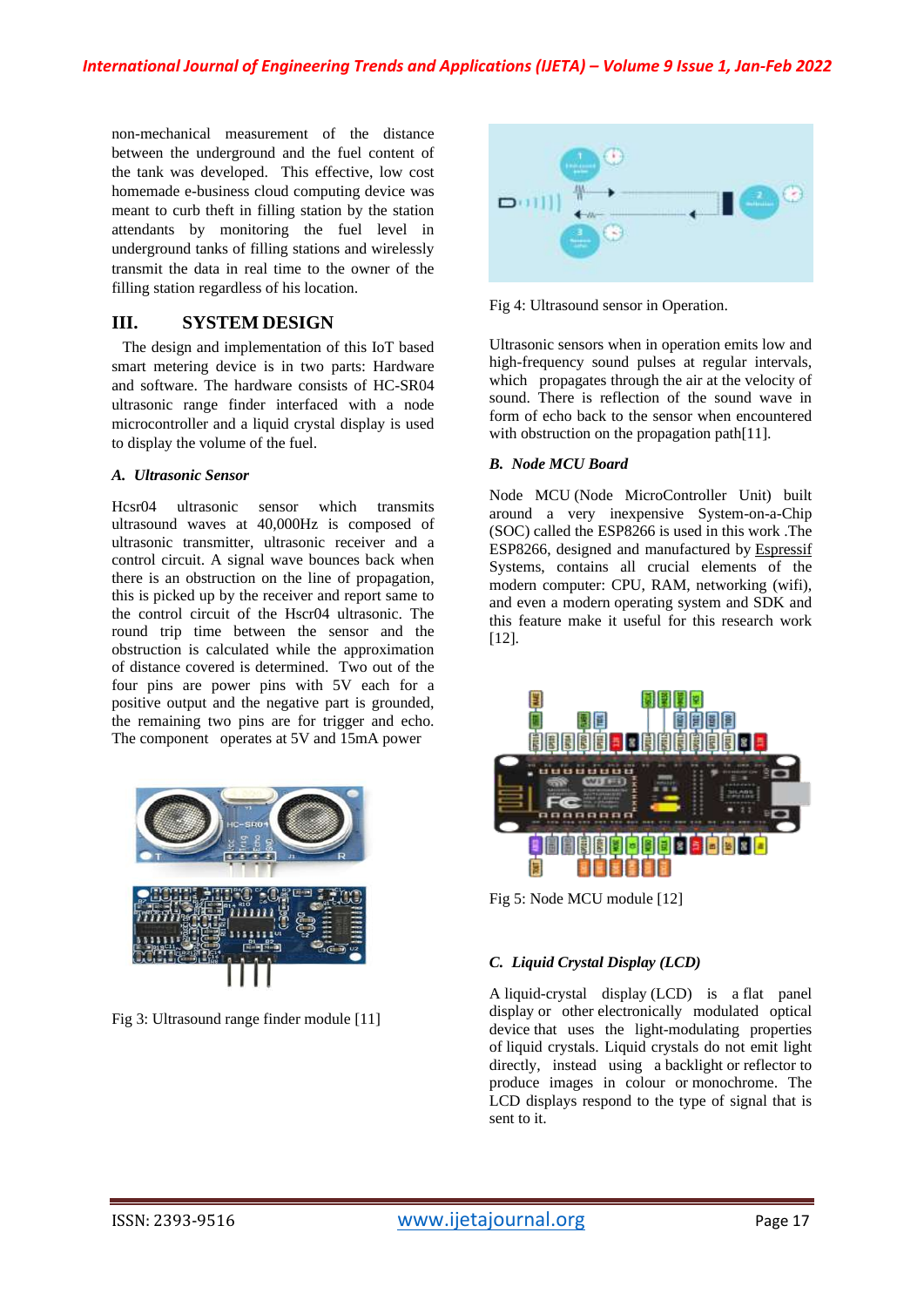non-mechanical measurement of the distance between the underground and the fuel content of the tank was developed. This effective, low cost homemade e-business cloud computing device was meant to curb theft in filling station by the station attendants by monitoring the fuel level in underground tanks of filling stations and wirelessly transmit the data in real time to the owner of the filling station regardless of his location.

## III. SYSTEM DESIGN

The design and implementation of this IoT based smart metering device is in two parts: Hardware and software. The hardware consists of HC-SR04 ultrasonic range finder interfaced with a node microcontroller and a liquid crystal display is used to display the volume of the fuel.

### *A. Ultrasonic Sensor*

Hcsr04 ultrasonic sensor which transmits ultrasound waves at 40,000Hz is composed of ultrasonic transmitter, ultrasonic receiver and a control circuit. A signal wave bounces back when there is an obstruction on the line of propagation, this is picked up by the receiver and report same to the control circuit of the Hscr04 ultrasonic. The round trip time between the sensor and the obstruction is calculated while the approximation of distance covered is determined. Two out of the four pins are power pins with 5V each for a positive output and the negative part is grounded, the remaining two pins are for trigger and echo. The component operates at 5V and 15mA power

Fig 3: Ultrasound range finder module [11]

Fig 4: Ultrasound sensor in Operation.

Ultrasonic sensors when in operation emits low and high-frequency sound pulses at regular intervals, which propagates through the air at the velocity of sound. There is reflection of the sound wave in form of echo back to the sensor when encountered with obstruction on the propagation path[11].

### *B. Node MCU Board*

Node MCU (Node MicroController Unit) built around a very inexpensive System-on-a-Chip (SOC) called the ESP8266 is used in this work .The ESP8266, designed and manufactured by Espressif Systems, contains all crucial elements of the modern computer: CPU, RAM, networking (wifi), and even a modern operating system and SDK and this feature make it useful for this research work [12].

Fig 5: Node MCU module [12]

### *C. Liquid Crystal Display (LCD)*

A liquid-crystal display (LCD) is a flat panel display or other electronically modulated optical device that uses the light-modulating properties of liquid crystals. Liquid crystals do not emit light directly, instead using a backlight or reflector to produce images in colour or monochrome. The LCD displays respond to the type of signal that is sent to it.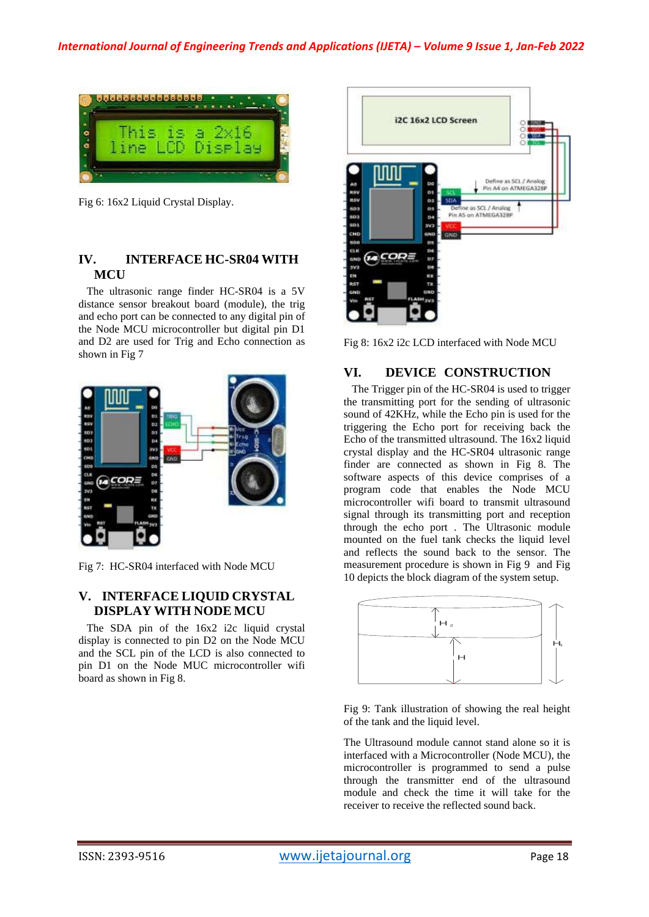Fig 6: 16x2 Liquid Crystal Display.

## IV. INTERFACE HC-SR04 WITH MCU

The ultrasonic range finder HC-SR04 is a 5V distance sensor breakout board (module), the trig and echo port can be connected to any digital pin of the Node MCU microcontroller but digital pin D1 and D2 are used for Trig and Echo connection as shown in Fig 7

Fig 7: HC-SR04 interfaced with Node MCU

## V. INTERFACE LIQUID CRYSTAL DISPLAY WITH NODE MCU

The SDA pin of the 16x2 i2c liquid crystal display is connected to pin D2 on the Node MCU and the SCL pin of the LCD is also connected to pin D1 on the Node MUC microcontroller wifi board as shown in Fig 8.

Fig 8: 16x2 i2c LCD interfaced with Node MCU

## VI. DEVICE CONSTRUCTION

The Trigger pin of the HC-SR04 is used to trigger the transmitting port for the sending of ultrasonic sound of 42KHz, while the Echo pin is used for the triggering the Echo port for receiving back the Echo of the transmitted ultrasound. The 16x2 liquid crystal display and the HC-SR04 ultrasonic range finder are connected as shown in Fig 8. The software aspects of this device comprises of a program code that enables the Node MCU microcontroller wifi board to transmit ultrasound signal through its transmitting port and reception through the echo port . The Ultrasonic module mounted on the fuel tank checks the liquid level and reflects the sound back to the sensor. The measurement procedure is shown in Fig 9 and Fig 10 depicts the block diagram of the system setup.

Fig 9: Tank illustration of showing the real height of the tank and the liquid level.

The Ultrasound module cannot stand alone so it is interfaced with a Microcontroller (Node MCU), the microcontroller is programmed to send a pulse through the transmitter end of the ultrasound module and check the time it will take for the receiver to receive the reflected sound back.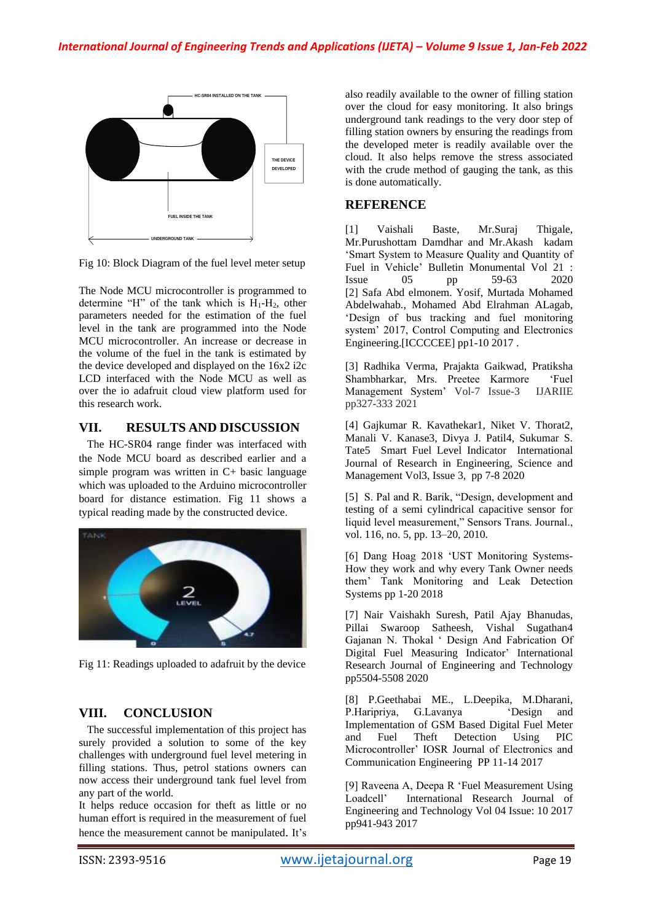Fig 10: Block Diagram of the fuel level meter setup

The Node MCU microcontroller is programmed to determine "H" of the tank which is $H_1$-$H_2$, other parameters needed for the estimation of the fuel level in the tank are programmed into the Node MCU microcontroller. An increase or decrease in the volume of the fuel in the tank is estimated by the device developed and displayed on the 16x2 i2c LCD interfaced with the Node MCU as well as over the io adafruit cloud view platform used for this research work.

## VII. RESULTS AND DISCUSSION

The HC-SR04 range finder was interfaced with the Node MCU board as described earlier and a simple program was written in C+ basic language which was uploaded to the Arduino microcontroller board for distance estimation. Fig 11 shows a typical reading made by the constructed device.

Fig 11: Readings uploaded to adafruit by the device

## VIII. CONCLUSION

The successful implementation of this project has surely provided a solution to some of the key challenges with underground fuel level metering in filling stations. Thus, petrol stations owners can now access their underground tank fuel level from any part of the world.

It helps reduce occasion for theft as little or no human effort is required in the measurement of fuel hence the measurement cannot be manipulated. It's also readily available to the owner of filling station over the cloud for easy monitoring. It also brings underground tank readings to the very door step of filling station owners by ensuring the readings from the developed meter is readily available over the cloud. It also helps remove the stress associated with the crude method of gauging the tank, as this is done automatically.

## REFERENCE

[1] Vaishali Baste, Mr.Suraj Thigale, Mr.Purushottam Damdhar and Mr.Akash kadam 'Smart System to Measure Quality and Quantity of Fuel in Vehicle' Bulletin Monumental Vol 21 : Issue 05 pp 59-63 2020

[2] Safa Abd elmonem. Yosif, Murtada Mohamed Abdelwahab., Mohamed Abd Elrahman ALagab, 'Design of bus tracking and fuel monitoring system' 2017, Control Computing and Electronics Engineering.[ICCCCEE] pp1-10 2017 .

[3] Radhika Verma, Prajakta Gaikwad, Pratiksha Shambharkar, Mrs. Preetee Karmore 'Fuel Management System' Vol-7 Issue-3 IJARIIE pp327-333 2021

[4] Gajkumar R. Kavathekar1, Niket V. Thorat2, Manali V. Kanase3, Divya J. Patil4, Sukumar S. Tate5 Smart Fuel Level Indicator International Journal of Research in Engineering, Science and Management Vol3, Issue 3, pp 7-8 2020

[5] S. Pal and R. Barik, "Design, development and testing of a semi cylindrical capacitive sensor for liquid level measurement," Sensors Trans. Journal., vol. 116, no. 5, pp. 13–20, 2010.

[6] Dang Hoag 2018 'UST Monitoring Systems-How they work and why every Tank Owner needs them' Tank Monitoring and Leak Detection Systems pp 1-20 2018

[7] Nair Vaishakh Suresh, Patil Ajay Bhanudas, Pillai Swaroop Satheesh, Vishal Sugathan4 Gajanan N. Thokal ' Design And Fabrication Of Digital Fuel Measuring Indicator' International Research Journal of Engineering and Technology pp5504-5508 2020

[8] P.Geethabai ME., L.Deepika, M.Dharani, P.Haripriya, G.Lavanya 'Design and Implementation of GSM Based Digital Fuel Meter and Fuel Theft Detection Using PIC Microcontroller' IOSR Journal of Electronics and Communication Engineering PP 11-14 2017

[9] Raveena A, Deepa R 'Fuel Measurement Using Loadcell' International Research Journal of Engineering and Technology Vol 04 Issue: 10 2017 pp941-943 2017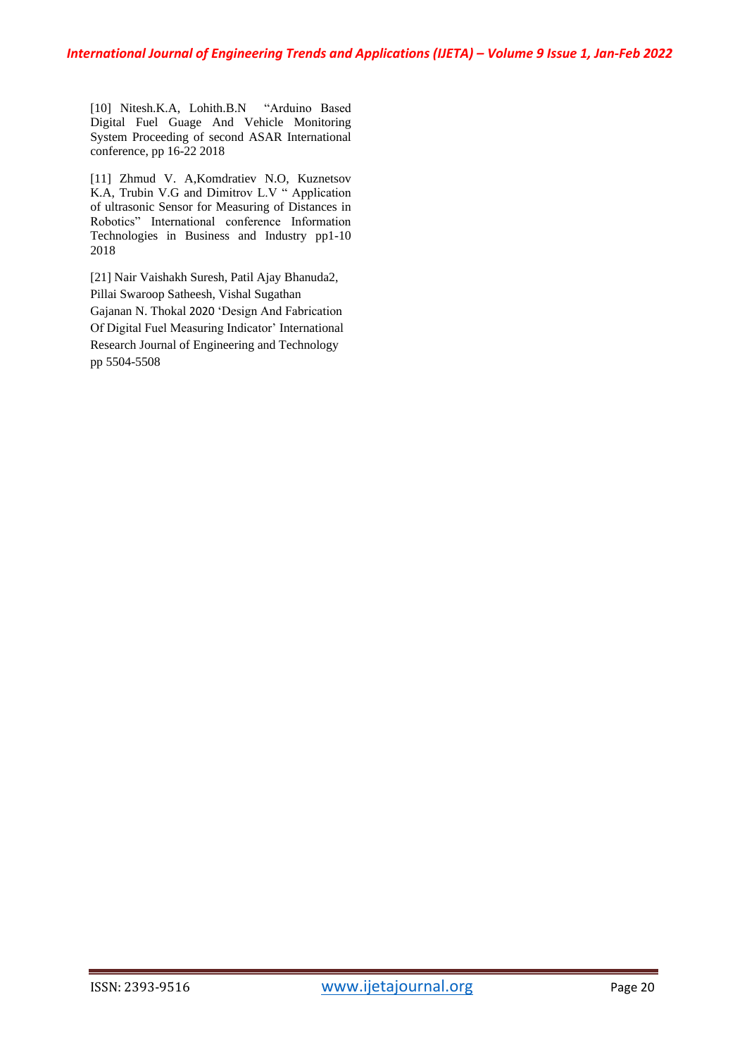[10] Nitesh.K.A, Lohith.B.N "Arduino Based Digital Fuel Guage And Vehicle Monitoring System Proceeding of second ASAR International conference, pp 16-22 2018

[11] Zhmud V. A,Komdratiev N.O, Kuznetsov K.A, Trubin V.G and Dimitrov L.V " Application of ultrasonic Sensor for Measuring of Distances in Robotics" International conference Information Technologies in Business and Industry pp1-10 2018

[21] Nair Vaishakh Suresh, Patil Ajay Bhanuda2, Pillai Swaroop Satheesh, Vishal Sugathan Gajanan N. Thokal 2020 'Design And Fabrication Of Digital Fuel Measuring Indicator' International Research Journal of Engineering and Technology pp 5504-5508